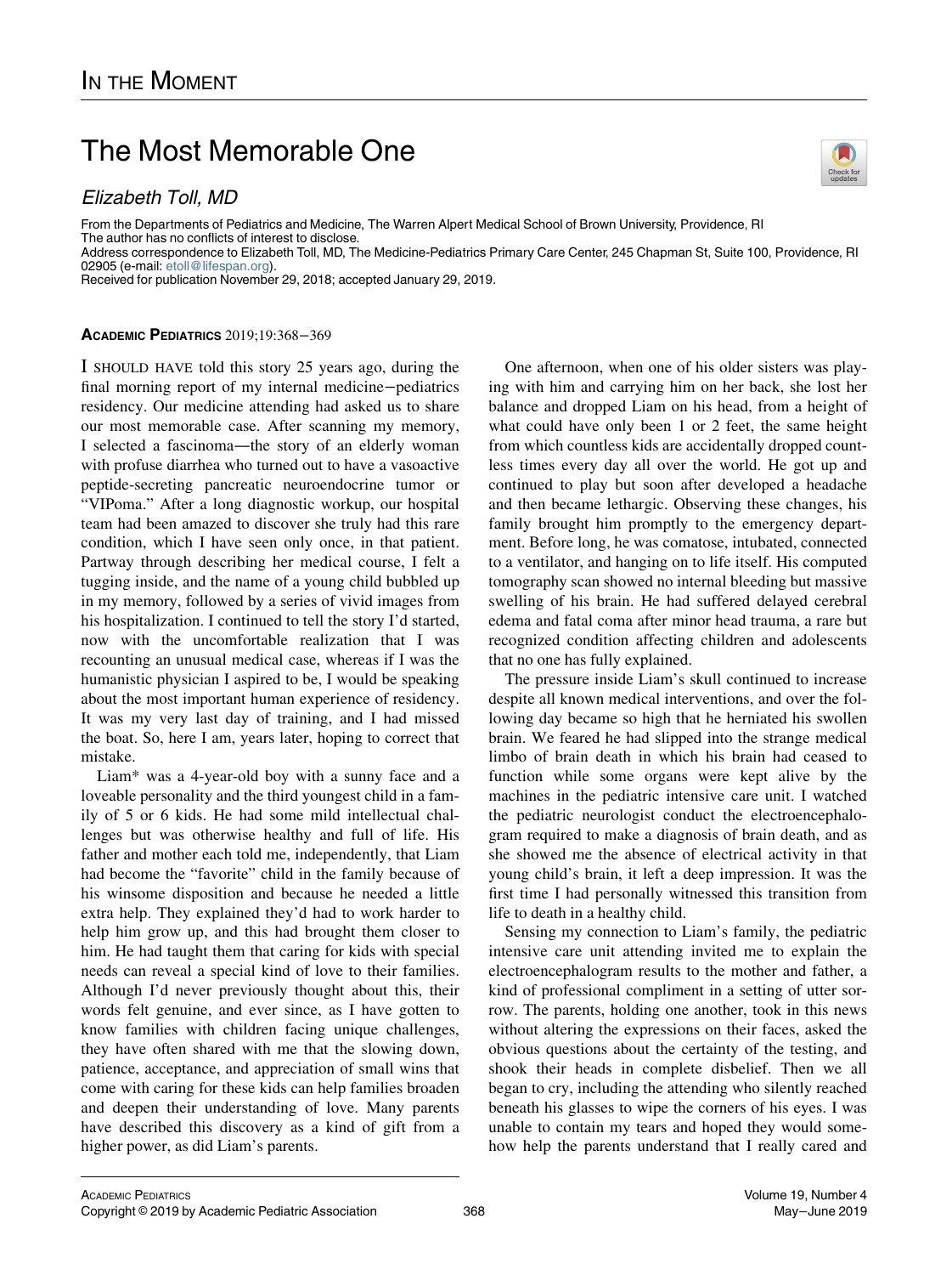In the Moment

# The Most Memorable One

*Elizabeth Toll, MD*

From the Departments of Pediatrics and Medicine, The Warren Alpert Medical School of Brown University, Providence, RI
The author has no conflicts of interest to disclose.
Address correspondence to Elizabeth Toll, MD, The Medicine-Pediatrics Primary Care Center, 245 Chapman St, Suite 100, Providence, RI 02905 (e-mail: etoll@lifespan.org).
Received for publication November 29, 2018; accepted January 29, 2019.

**Academic Pediatrics** 2019;19:368−369

I should have told this story 25 years ago, during the final morning report of my internal medicine−pediatrics residency. Our medicine attending had asked us to share our most memorable case. After scanning my memory, I selected a fascinoma—the story of an elderly woman with profuse diarrhea who turned out to have a vasoactive peptide-secreting pancreatic neuroendocrine tumor or "VIPoma." After a long diagnostic workup, our hospital team had been amazed to discover she truly had this rare condition, which I have seen only once, in that patient. Partway through describing her medical course, I felt a tugging inside, and the name of a young child bubbled up in my memory, followed by a series of vivid images from his hospitalization. I continued to tell the story I'd started, now with the uncomfortable realization that I was recounting an unusual medical case, whereas if I was the humanistic physician I aspired to be, I would be speaking about the most important human experience of residency. It was my very last day of training, and I had missed the boat. So, here I am, years later, hoping to correct that mistake.

Liam* was a 4-year-old boy with a sunny face and a loveable personality and the third youngest child in a family of 5 or 6 kids. He had some mild intellectual challenges but was otherwise healthy and full of life. His father and mother each told me, independently, that Liam had become the "favorite" child in the family because of his winsome disposition and because he needed a little extra help. They explained they'd had to work harder to help him grow up, and this had brought them closer to him. He had taught them that caring for kids with special needs can reveal a special kind of love to their families. Although I'd never previously thought about this, their words felt genuine, and ever since, as I have gotten to know families with children facing unique challenges, they have often shared with me that the slowing down, patience, acceptance, and appreciation of small wins that come with caring for these kids can help families broaden and deepen their understanding of love. Many parents have described this discovery as a kind of gift from a higher power, as did Liam's parents.

One afternoon, when one of his older sisters was playing with him and carrying him on her back, she lost her balance and dropped Liam on his head, from a height of what could have only been 1 or 2 feet, the same height from which countless kids are accidentally dropped countless times every day all over the world. He got up and continued to play but soon after developed a headache and then became lethargic. Observing these changes, his family brought him promptly to the emergency department. Before long, he was comatose, intubated, connected to a ventilator, and hanging on to life itself. His computed tomography scan showed no internal bleeding but massive swelling of his brain. He had suffered delayed cerebral edema and fatal coma after minor head trauma, a rare but recognized condition affecting children and adolescents that no one has fully explained.

The pressure inside Liam's skull continued to increase despite all known medical interventions, and over the following day became so high that he herniated his swollen brain. We feared he had slipped into the strange medical limbo of brain death in which his brain had ceased to function while some organs were kept alive by the machines in the pediatric intensive care unit. I watched the pediatric neurologist conduct the electroencephalogram required to make a diagnosis of brain death, and as she showed me the absence of electrical activity in that young child's brain, it left a deep impression. It was the first time I had personally witnessed this transition from life to death in a healthy child.

Sensing my connection to Liam's family, the pediatric intensive care unit attending invited me to explain the electroencephalogram results to the mother and father, a kind of professional compliment in a setting of utter sorrow. The parents, holding one another, took in this news without altering the expressions on their faces, asked the obvious questions about the certainty of the testing, and shook their heads in complete disbelief. Then we all began to cry, including the attending who silently reached beneath his glasses to wipe the corners of his eyes. I was unable to contain my tears and hoped they would somehow help the parents understand that I really cared and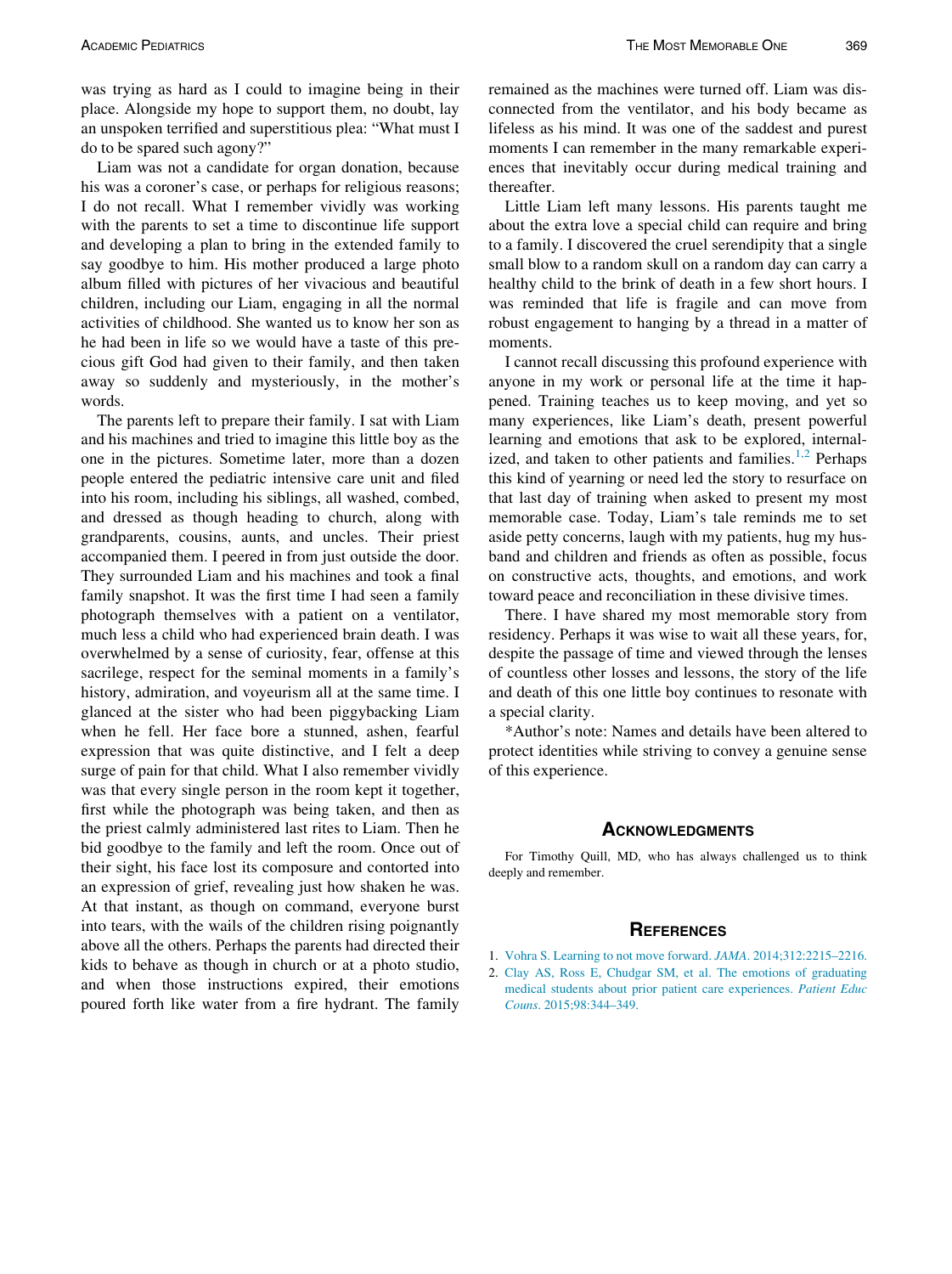was trying as hard as I could to imagine being in their place. Alongside my hope to support them, no doubt, lay an unspoken terrified and superstitious plea: "What must I do to be spared such agony?"

Liam was not a candidate for organ donation, because his was a coroner's case, or perhaps for religious reasons; I do not recall. What I remember vividly was working with the parents to set a time to discontinue life support and developing a plan to bring in the extended family to say goodbye to him. His mother produced a large photo album filled with pictures of her vivacious and beautiful children, including our Liam, engaging in all the normal activities of childhood. She wanted us to know her son as he had been in life so we would have a taste of this precious gift God had given to their family, and then taken away so suddenly and mysteriously, in the mother's words.

The parents left to prepare their family. I sat with Liam and his machines and tried to imagine this little boy as the one in the pictures. Sometime later, more than a dozen people entered the pediatric intensive care unit and filed into his room, including his siblings, all washed, combed, and dressed as though heading to church, along with grandparents, cousins, aunts, and uncles. Their priest accompanied them. I peered in from just outside the door. They surrounded Liam and his machines and took a final family snapshot. It was the first time I had seen a family photograph themselves with a patient on a ventilator, much less a child who had experienced brain death. I was overwhelmed by a sense of curiosity, fear, offense at this sacrilege, respect for the seminal moments in a family's history, admiration, and voyeurism all at the same time. I glanced at the sister who had been piggybacking Liam when he fell. Her face bore a stunned, ashen, fearful expression that was quite distinctive, and I felt a deep surge of pain for that child. What I also remember vividly was that every single person in the room kept it together, first while the photograph was being taken, and then as the priest calmly administered last rites to Liam. Then he bid goodbye to the family and left the room. Once out of their sight, his face lost its composure and contorted into an expression of grief, revealing just how shaken he was. At that instant, as though on command, everyone burst into tears, with the wails of the children rising poignantly above all the others. Perhaps the parents had directed their kids to behave as though in church or at a photo studio, and when those instructions expired, their emotions poured forth like water from a fire hydrant. The family remained as the machines were turned off. Liam was disconnected from the ventilator, and his body became as lifeless as his mind. It was one of the saddest and purest moments I can remember in the many remarkable experiences that inevitably occur during medical training and thereafter.

Little Liam left many lessons. His parents taught me about the extra love a special child can require and bring to a family. I discovered the cruel serendipity that a single small blow to a random skull on a random day can carry a healthy child to the brink of death in a few short hours. I was reminded that life is fragile and can move from robust engagement to hanging by a thread in a matter of moments.

I cannot recall discussing this profound experience with anyone in my work or personal life at the time it happened. Training teaches us to keep moving, and yet so many experiences, like Liam's death, present powerful learning and emotions that ask to be explored, internalized, and taken to other patients and families.[1,2] Perhaps this kind of yearning or need led the story to resurface on that last day of training when asked to present my most memorable case. Today, Liam's tale reminds me to set aside petty concerns, laugh with my patients, hug my husband and children and friends as often as possible, focus on constructive acts, thoughts, and emotions, and work toward peace and reconciliation in these divisive times.

There. I have shared my most memorable story from residency. Perhaps it was wise to wait all these years, for, despite the passage of time and viewed through the lenses of countless other losses and lessons, the story of the life and death of this one little boy continues to resonate with a special clarity.

*Author's note: Names and details have been altered to protect identities while striving to convey a genuine sense of this experience.

## Acknowledgments

For Timothy Quill, MD, who has always challenged us to think deeply and remember.

## References

1. Vohra S. Learning to not move forward. *JAMA*. 2014;312:2215–2216.
2. Clay AS, Ross E, Chudgar SM, et al. The emotions of graduating medical students about prior patient care experiences. *Patient Educ Couns*. 2015;98:344–349.